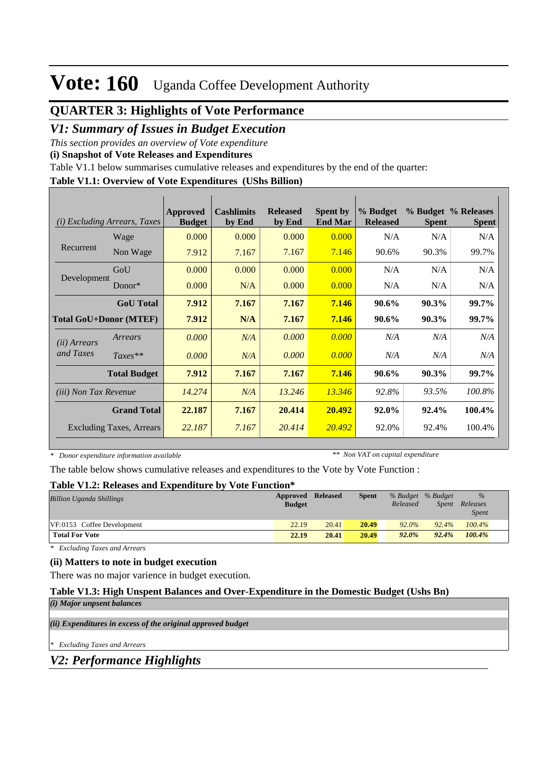# Vote: 160 Uganda Coffee Development Authority

## QUARTER 3: Highlights of Vote Performance

## *V1: Summary of Issues in Budget Execution*

*This section provides an overview of Vote expenditure*

**(i) Snapshot of Vote Releases and Expenditures**

Table V1.1 below summarises cumulative releases and expenditures by the end of the quarter:

**Table V1.1: Overview of Vote Expenditures (UShs Billion)**

| *(i) Excluding Arrears, Taxes* | | Approved Budget | Cashlimits by End | Released by End | Spent by End Mar | % Budget Released | % Budget Spent | % Releases Spent |
|---|---|---|---|---|---|---|---|---|
| Recurrent | Wage | 0.000 | 0.000 | 0.000 | 0.000 | N/A | N/A | N/A |
| | Non Wage | 7.912 | 7.167 | 7.167 | 7.146 | 90.6% | 90.3% | 99.7% |
| Development | GoU | 0.000 | 0.000 | 0.000 | 0.000 | N/A | N/A | N/A |
| | Donor* | 0.000 | N/A | 0.000 | 0.000 | N/A | N/A | N/A |
| | **GoU Total** | **7.912** | **7.167** | **7.167** | **7.146** | **90.6%** | **90.3%** | **99.7%** |
| **Total GoU+Donor (MTEF)** | | **7.912** | **N/A** | **7.167** | **7.146** | **90.6%** | **90.3%** | **99.7%** |
| *(ii) Arrears and Taxes* | *Arrears* | *0.000* | *N/A* | *0.000* | *0.000* | *N/A* | *N/A* | *N/A* |
| | *Taxes*** | *0.000* | *N/A* | *0.000* | *0.000* | *N/A* | *N/A* | *N/A* |
| | **Total Budget** | **7.912** | **7.167** | **7.167** | **7.146** | **90.6%** | **90.3%** | **99.7%** |
| *(iii) Non Tax Revenue* | | *14.274* | *N/A* | *13.246* | *13.346* | *92.8%* | *93.5%* | *100.8%* |
| | **Grand Total** | **22.187** | **7.167** | **20.414** | **20.492** | **92.0%** | **92.4%** | **100.4%** |
| | Excluding Taxes, Arrears | *22.187* | *7.167* | *20.414* | *20.492* | 92.0% | 92.4% | 100.4% |

\* *Donor expenditure information available* ** *Non VAT on capital expenditure*

The table below shows cumulative releases and expenditures to the Vote by Vote Function :

**Table V1.2: Releases and Expenditure by Vote Function***

| *Billion Uganda Shillings* | Approved Budget | Released | Spent | *% Budget Released* | *% Budget Spent* | *% Releases Spent* |
|---|---|---|---|---|---|---|
| VF:0153 Coffee Development | 22.19 | 20.41 | **20.49** | *92.0%* | *92.4%* | *100.4%* |
| **Total For Vote** | **22.19** | **20.41** | **20.49** | ***92.0%*** | ***92.4%*** | ***100.4%*** |

\* *Excluding Taxes and Arrears*

**(ii) Matters to note in budget execution**

There was no major varience in budget execution.

**Table V1.3: High Unspent Balances and Over-Expenditure in the Domestic Budget (Ushs Bn)**

***(i) Major unpsent balances***

***(ii) Expenditures in excess of the original approved budget***

\* *Excluding Taxes and Arrears*

## *V2: Performance Highlights*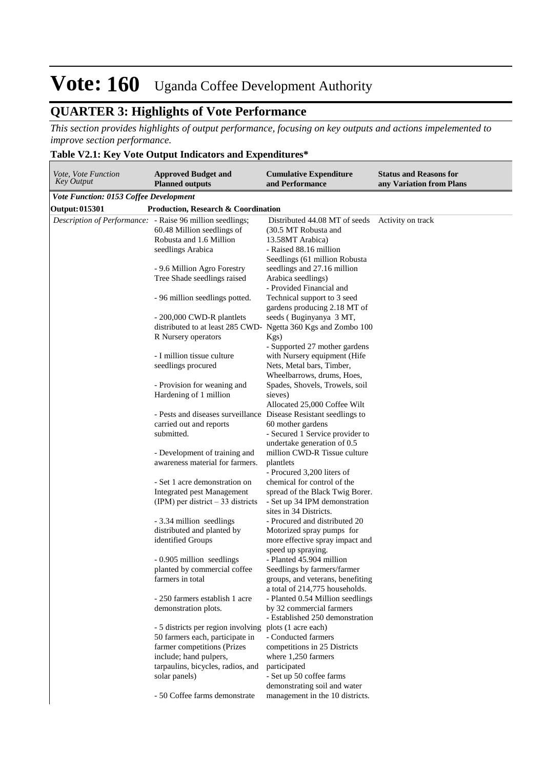# Vote: 160 Uganda Coffee Development Authority

## QUARTER 3: Highlights of Vote Performance

*This section provides highlights of output performance, focusing on key outputs and actions impelemented to improve section performance.*

**Table V2.1: Key Vote Output Indicators and Expenditures***

| *Vote, Vote Function Key Output* | **Approved Budget and Planned outputs** | **Cumulative Expenditure and Performance** | **Status and Reasons for any Variation from Plans** |
|---|---|---|---|
| ***Vote Function: 0153 Coffee Development*** | | | |
| **Output: 015301** | **Production, Research & Coordination** | | |
| *Description of Performance:* | - Raise 96 million seedlings; 60.48 Million seedlings of Robusta and 1.6 Million seedlings Arabica<br><br>- 9.6 Million Agro Forestry Tree Shade seedlings raised<br><br>- 96 million seedlings potted.<br><br>- 200,000 CWD-R plantlets distributed to at least 285 CWD-R Nursery operators<br><br>- I million tissue culture seedlings procured<br><br>- Provision for weaning and Hardening of 1 million<br><br>- Pests and diseases surveillance carried out and reports submitted.<br><br>- Development of training and awareness material for farmers.<br><br>- Set 1 acre demonstration on Integrated pest Management (IPM) per district – 33 districts<br><br>- 3.34 million seedlings distributed and planted by identified Groups<br><br>- 0.905 million seedlings planted by commercial coffee farmers in total<br><br>- 250 farmers establish 1 acre demonstration plots.<br><br>- 5 districts per region involving 50 farmers each, participate in farmer competitions (Prizes include; hand pulpers, tarpaulins, bicycles, radios, and solar panels)<br><br>- 50 Coffee farms demonstrate | Distributed 44.08 MT of seeds (30.5 MT Robusta and 13.58MT Arabica)<br>- Raised 88.16 million Seedlings (61 million Robusta seedlings and 27.16 million Arabica seedlings)<br>- Provided Financial and Technical support to 3 seed gardens producing 2.18 MT of seeds ( Buginyanya 3 MT, Ngetta 360 Kgs and Zombo 100 Kgs)<br>- Supported 27 mother gardens with Nursery equipment (Hife Nets, Metal bars, Timber, Wheelbarrows, drums, Hoes, Spades, Shovels, Trowels, soil sieves)<br>Allocated 25,000 Coffee Wilt Disease Resistant seedlings to 60 mother gardens<br>- Secured 1 Service provider to undertake generation of 0.5 million CWD-R Tissue culture plantlets<br>- Procured 3,200 liters of chemical for control of the spread of the Black Twig Borer.<br>- Set up 34 IPM demonstration sites in 34 Districts.<br>- Procured and distributed 20 Motorized spray pumps for more effective spray impact and speed up spraying.<br>- Planted 45.904 million Seedlings by farmers/farmer groups, and veterans, benefiting a total of 214,775 households.<br>- Planted 0.54 Million seedlings by 32 commercial farmers<br>- Established 250 demonstration plots (1 acre each)<br>- Conducted farmers competitions in 25 Districts where 1,250 farmers participated<br>- Set up 50 coffee farms demonstrating soil and water management in the 10 districts. | Activity on track |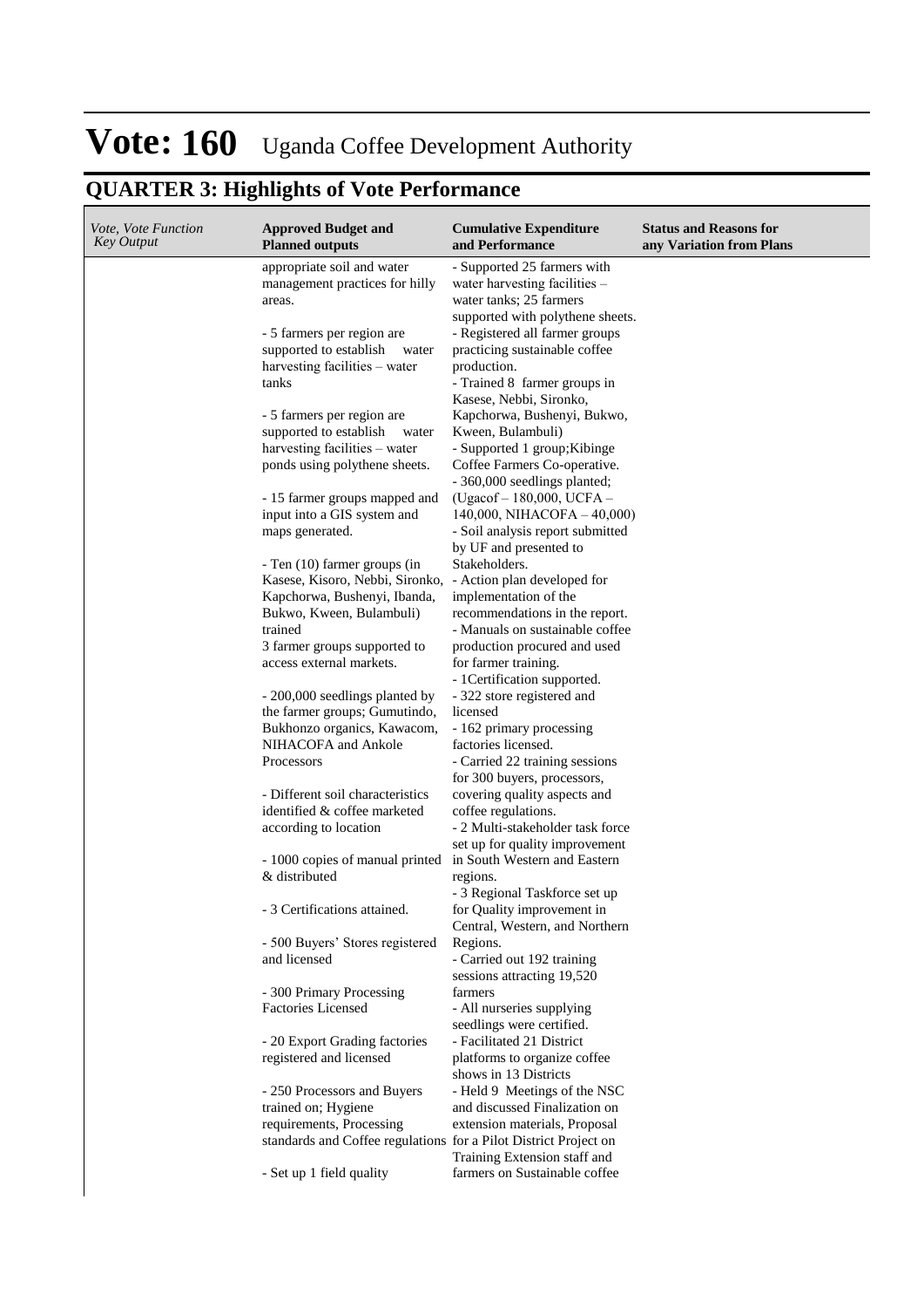# Vote: 160 Uganda Coffee Development Authority

## QUARTER 3: Highlights of Vote Performance

| *Vote, Vote Function Key Output* | **Approved Budget and Planned outputs** | **Cumulative Expenditure and Performance** | **Status and Reasons for any Variation from Plans** |
|---|---|---|---|
| | appropriate soil and water management practices for hilly areas.<br><br>- 5 farmers per region are supported to establish water harvesting facilities – water tanks<br><br>- 5 farmers per region are supported to establish water harvesting facilities – water ponds using polythene sheets.<br><br>- 15 farmer groups mapped and input into a GIS system and maps generated.<br><br>- Ten (10) farmer groups (in Kasese, Kisoro, Nebbi, Sironko, Kapchorwa, Bushenyi, Ibanda, Bukwo, Kween, Bulambuli) trained<br>3 farmer groups supported to access external markets.<br><br>- 200,000 seedlings planted by the farmer groups; Gumutindo, Bukhonzo organics, Kawacom, NIHACOFA and Ankole Processors<br><br>- Different soil characteristics identified & coffee marketed according to location<br><br>- 1000 copies of manual printed & distributed<br><br>- 3 Certifications attained.<br><br>- 500 Buyers' Stores registered and licensed<br><br>- 300 Primary Processing Factories Licensed<br><br>- 20 Export Grading factories registered and licensed<br><br>- 250 Processors and Buyers trained on; Hygiene requirements, Processing standards and Coffee regulations<br><br>- Set up 1 field quality | - Supported 25 farmers with water harvesting facilities – water tanks; 25 farmers supported with polythene sheets.<br>- Registered all farmer groups practicing sustainable coffee production.<br>- Trained 8 farmer groups in Kasese, Nebbi, Sironko, Kapchorwa, Bushenyi, Bukwo, Kween, Bulambuli)<br>- Supported 1 group;Kibinge Coffee Farmers Co-operative.<br>- 360,000 seedlings planted; (Ugacof – 180,000, UCFA – 140,000, NIHACOFA – 40,000)<br>- Soil analysis report submitted by UF and presented to Stakeholders.<br>- Action plan developed for implementation of the recommendations in the report.<br>- Manuals on sustainable coffee production procured and used for farmer training.<br>- 1Certification supported.<br>- 322 store registered and licensed<br>- 162 primary processing factories licensed.<br>- Carried 22 training sessions for 300 buyers, processors, covering quality aspects and coffee regulations.<br>- 2 Multi-stakeholder task force set up for quality improvement in South Western and Eastern regions.<br>- 3 Regional Taskforce set up for Quality improvement in Central, Western, and Northern Regions.<br>- Carried out 192 training sessions attracting 19,520 farmers<br>- All nurseries supplying seedlings were certified.<br>- Facilitated 21 District platforms to organize coffee shows in 13 Districts<br>- Held 9 Meetings of the NSC and discussed Finalization on extension materials, Proposal for a Pilot District Project on Training Extension staff and farmers on Sustainable coffee | |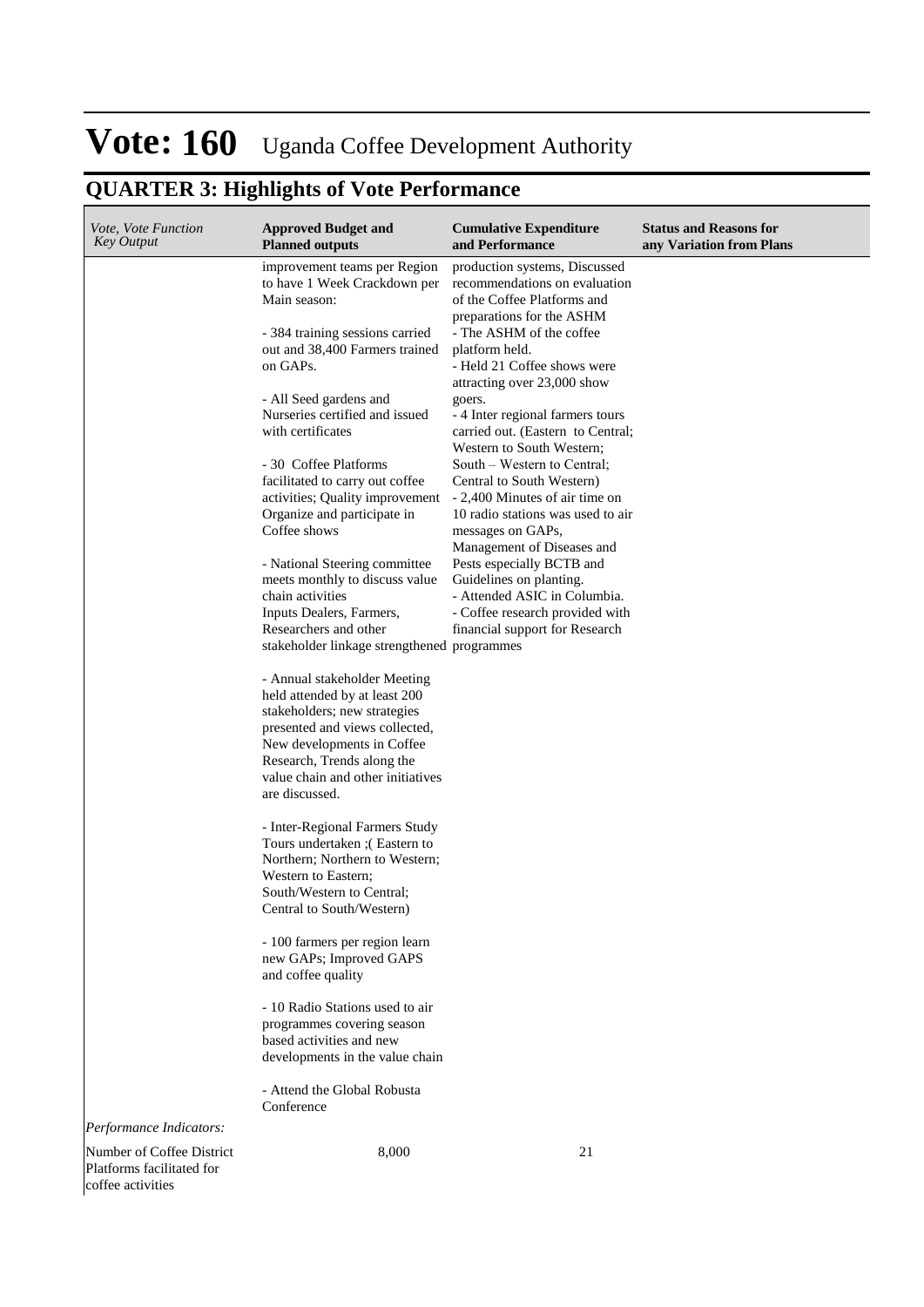# Vote: 160 Uganda Coffee Development Authority

## QUARTER 3: Highlights of Vote Performance

| *Vote, Vote Function Key Output* | **Approved Budget and Planned outputs** | **Cumulative Expenditure and Performance** | **Status and Reasons for any Variation from Plans** |
|---|---|---|---|
| | improvement teams per Region to have 1 Week Crackdown per Main season:<br><br>- 384 training sessions carried out and 38,400 Farmers trained on GAPs.<br><br>- All Seed gardens and Nurseries certified and issued with certificates<br><br>- 30 Coffee Platforms facilitated to carry out coffee activities; Quality improvement Organize and participate in Coffee shows<br><br>- National Steering committee meets monthly to discuss value chain activities<br>Inputs Dealers, Farmers, Researchers and other stakeholder linkage strengthened<br><br>- Annual stakeholder Meeting held attended by at least 200 stakeholders; new strategies presented and views collected, New developments in Coffee Research, Trends along the value chain and other initiatives are discussed.<br><br>- Inter-Regional Farmers Study Tours undertaken ;( Eastern to Northern; Northern to Western; Western to Eastern; South/Western to Central; Central to South/Western)<br><br>- 100 farmers per region learn new GAPs; Improved GAPS and coffee quality<br><br>- 10 Radio Stations used to air programmes covering season based activities and new developments in the value chain<br><br>- Attend the Global Robusta Conference | production systems, Discussed recommendations on evaluation of the Coffee Platforms and preparations for the ASHM<br>- The ASHM of the coffee platform held.<br>- Held 21 Coffee shows were attracting over 23,000 show goers.<br>- 4 Inter regional farmers tours carried out. (Eastern to Central; Western to South Western; South – Western to Central; Central to South Western)<br>- 2,400 Minutes of air time on 10 radio stations was used to air messages on GAPs, Management of Diseases and Pests especially BCTB and Guidelines on planting.<br>- Attended ASIC in Columbia.<br>- Coffee research provided with financial support for Research programmes | |
| *Performance Indicators:* | | | |
| Number of Coffee District Platforms facilitated for coffee activities | 8,000 | 21 | |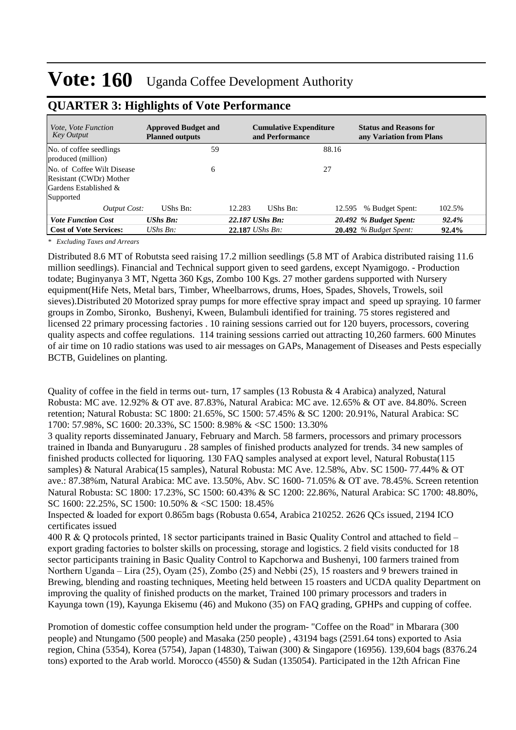# Vote: 160 Uganda Coffee Development Authority

## QUARTER 3: Highlights of Vote Performance

| *Vote, Vote Function Key Output* | **Approved Budget and Planned outputs** | | **Cumulative Expenditure and Performance** | | **Status and Reasons for any Variation from Plans** | |
|---|---|---|---|---|---|---|
| No. of coffee seedlings produced (million) | | 59 | | 88.16 | | |
| No. of Coffee Wilt Disease Resistant (CWDr) Mother Gardens Established & Supported | | 6 | | 27 | | |
| *Output Cost:* | UShs Bn: | 12.283 | UShs Bn: | 12.595 | % Budget Spent: | 102.5% |
| ***Vote Function Cost*** | ***UShs Bn:*** | ***22.187*** | ***UShs Bn:*** | ***20.492*** | ***% Budget Spent:*** | ***92.4%*** |
| **Cost of Vote Services:** | *UShs Bn:* | **22.187** | *UShs Bn:* | **20.492** | *% Budget Spent:* | **92.4%** |

*\* Excluding Taxes and Arrears*

Distributed 8.6 MT of Robutsta seed raising 17.2 million seedlings (5.8 MT of Arabica distributed raising 11.6 million seedlings). Financial and Technical support given to seed gardens, except Nyamigogo. - Production todate; Buginyanya 3 MT, Ngetta 360 Kgs, Zombo 100 Kgs. 27 mother gardens supported with Nursery equipment(Hife Nets, Metal bars, Timber, Wheelbarrows, drums, Hoes, Spades, Shovels, Trowels, soil sieves).Distributed 20 Motorized spray pumps for more effective spray impact and speed up spraying. 10 farmer groups in Zombo, Sironko, Bushenyi, Kween, Bulambuli identified for training. 75 stores registered and licensed 22 primary processing factories . 10 raining sessions carried out for 120 buyers, processors, covering quality aspects and coffee regulations. 114 training sessions carried out attracting 10,260 farmers. 600 Minutes of air time on 10 radio stations was used to air messages on GAPs, Management of Diseases and Pests especially BCTB, Guidelines on planting.

Quality of coffee in the field in terms out- turn, 17 samples (13 Robusta & 4 Arabica) analyzed, Natural Robusta: MC ave. 12.92% & OT ave. 87.83%, Natural Arabica: MC ave. 12.65% & OT ave. 84.80%. Screen retention; Natural Robusta: SC 1800: 21.65%, SC 1500: 57.45% & SC 1200: 20.91%, Natural Arabica: SC 1700: 57.98%, SC 1600: 20.33%, SC 1500: 8.98% & <SC 1500: 13.30%
3 quality reports disseminated January, February and March. 58 farmers, processors and primary processors trained in Ibanda and Bunyaruguru . 28 samples of finished products analyzed for trends. 34 new samples of finished products collected for liquoring. 130 FAQ samples analysed at export level, Natural Robusta(115 samples) & Natural Arabica(15 samples), Natural Robusta: MC Ave. 12.58%, Abv. SC 1500- 77.44% & OT ave.: 87.38%m, Natural Arabica: MC ave. 13.50%, Abv. SC 1600- 71.05% & OT ave. 78.45%. Screen retention Natural Robusta: SC 1800: 17.23%, SC 1500: 60.43% & SC 1200: 22.86%, Natural Arabica: SC 1700: 48.80%, SC 1600: 22.25%, SC 1500: 10.50% & <SC 1500: 18.45%
Inspected & loaded for export 0.865m bags (Robusta 0.654, Arabica 210252. 2626 QCs issued, 2194 ICO certificates issued
400 R & Q protocols printed, 18 sector participants trained in Basic Quality Control and attached to field – export grading factories to bolster skills on processing, storage and logistics. 2 field visits conducted for 18 sector participants training in Basic Quality Control to Kapchorwa and Bushenyi, 100 farmers trained from Northern Uganda – Lira (25), Oyam (25), Zombo (25) and Nebbi (25), 15 roasters and 9 brewers trained in Brewing, blending and roasting techniques, Meeting held between 15 roasters and UCDA quality Department on improving the quality of finished products on the market, Trained 100 primary processors and traders in Kayunga town (19), Kayunga Ekisemu (46) and Mukono (35) on FAQ grading, GPHPs and cupping of coffee.

Promotion of domestic coffee consumption held under the program- "Coffee on the Road" in Mbarara (300 people) and Ntungamo (500 people) and Masaka (250 people) , 43194 bags (2591.64 tons) exported to Asia region, China (5354), Korea (5754), Japan (14830), Taiwan (300) & Singapore (16956). 139,604 bags (8376.24 tons) exported to the Arab world. Morocco (4550) & Sudan (135054). Participated in the 12th African Fine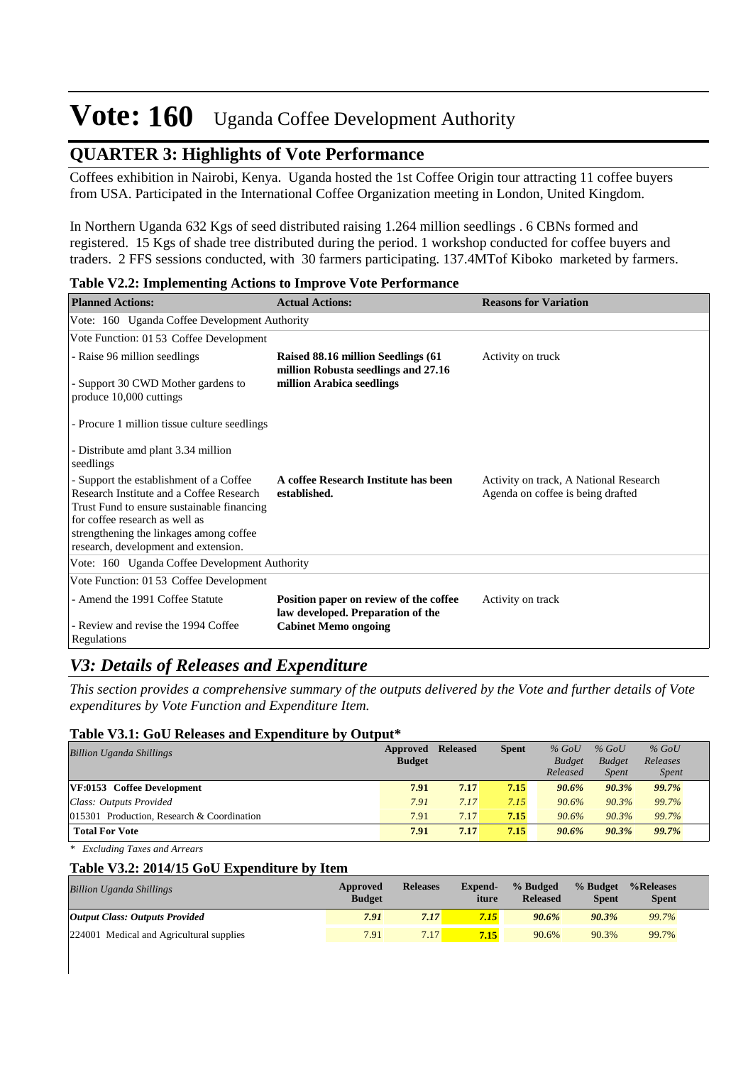# Vote: 160 Uganda Coffee Development Authority

## QUARTER 3: Highlights of Vote Performance

Coffees exhibition in Nairobi, Kenya. Uganda hosted the 1st Coffee Origin tour attracting 11 coffee buyers from USA. Participated in the International Coffee Organization meeting in London, United Kingdom.

In Northern Uganda 632 Kgs of seed distributed raising 1.264 million seedlings . 6 CBNs formed and registered. 15 Kgs of shade tree distributed during the period. 1 workshop conducted for coffee buyers and traders. 2 FFS sessions conducted, with 30 farmers participating. 137.4MTof Kiboko marketed by farmers.

**Table V2.2: Implementing Actions to Improve Vote Performance**

| Planned Actions: | Actual Actions: | Reasons for Variation |
|---|---|---|
| Vote: 160 Uganda Coffee Development Authority | | |
| Vote Function: 01 53 Coffee Development | | |
| - Raise 96 million seedlings<br>- Support 30 CWD Mother gardens to produce 10,000 cuttings<br>- Procure 1 million tissue culture seedlings<br>- Distribute amd plant 3.34 million seedlings | **Raised 88.16 million Seedlings (61 million Robusta seedlings and 27.16 million Arabica seedlings** | Activity on truck |
| - Support the establishment of a Coffee Research Institute and a Coffee Research Trust Fund to ensure sustainable financing for coffee research as well as strengthening the linkages among coffee research, development and extension. | **A coffee Research Institute has been established.** | Activity on track, A National Research Agenda on coffee is being drafted |
| Vote: 160 Uganda Coffee Development Authority | | |
| Vote Function: 01 53 Coffee Development | | |
| - Amend the 1991 Coffee Statute<br>- Review and revise the 1994 Coffee Regulations | **Position paper on review of the coffee law developed. Preparation of the Cabinet Memo ongoing** | Activity on track |

## *V3: Details of Releases and Expenditure*

*This section provides a comprehensive summary of the outputs delivered by the Vote and further details of Vote expenditures by Vote Function and Expenditure Item.*

**Table V3.1: GoU Releases and Expenditure by Output***

| *Billion Uganda Shillings* | Approved Budget | Released | Spent | *% GoU Budget Released* | *% GoU Budget Spent* | *% GoU Releases Spent* |
|---|---|---|---|---|---|---|
| **VF:0153 Coffee Development** | **7.91** | **7.17** | **7.15** | ***90.6%*** | ***90.3%*** | ***99.7%*** |
| *Class: Outputs Provided* | *7.91* | *7.17* | *7.15* | *90.6%* | *90.3%* | *99.7%* |
| 015301 Production, Research & Coordination | 7.91 | 7.17 | **7.15** | *90.6%* | *90.3%* | *99.7%* |
| **Total For Vote** | **7.91** | **7.17** | **7.15** | ***90.6%*** | ***90.3%*** | ***99.7%*** |

*\* Excluding Taxes and Arrears*

**Table V3.2: 2014/15 GoU Expenditure by Item**

| *Billion Uganda Shillings* | Approved Budget | Releases | Expend-iture | % Budged Released | % Budget Spent | %Releases Spent |
|---|---|---|---|---|---|---|
| ***Output Class: Outputs Provided*** | ***7.91*** | ***7.17*** | ***7.15*** | ***90.6%*** | ***90.3%*** | *99.7%* |
| 224001 Medical and Agricultural supplies | 7.91 | 7.17 | **7.15** | 90.6% | 90.3% | 99.7% |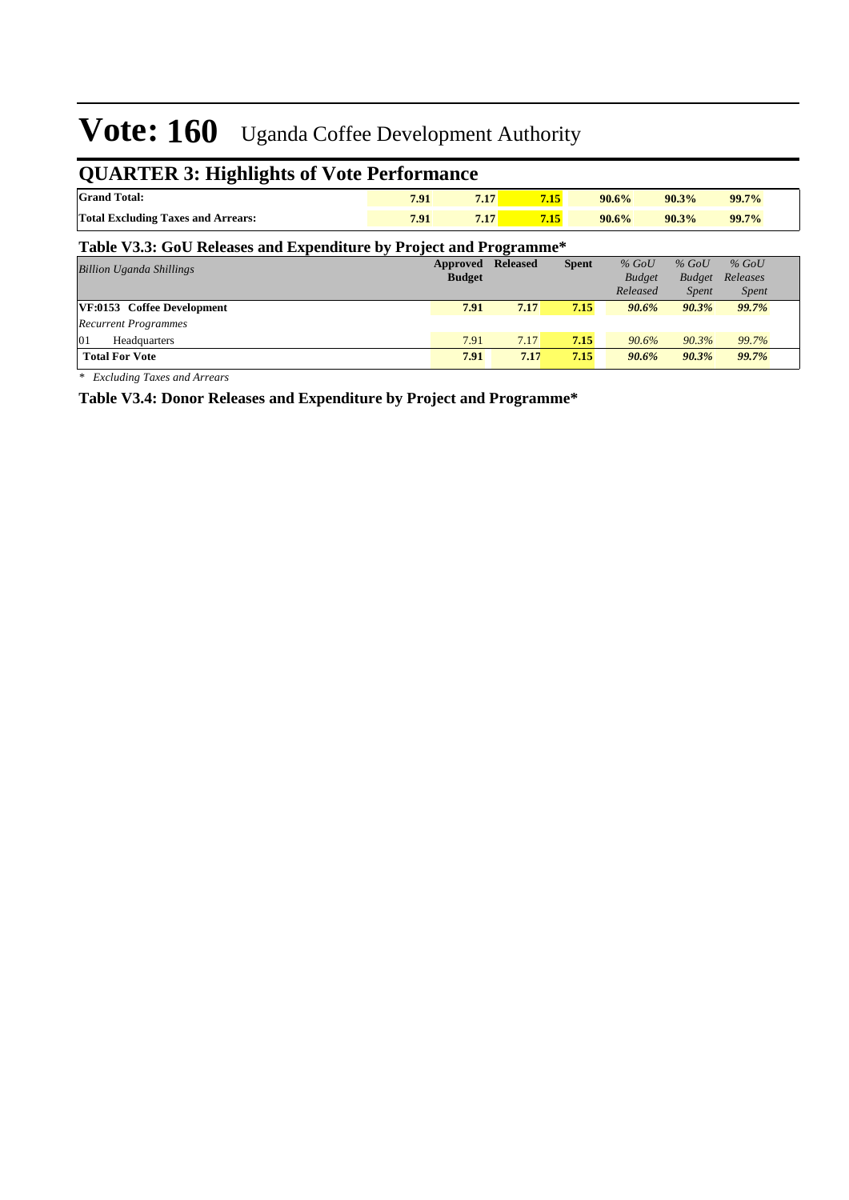# Vote: 160 Uganda Coffee Development Authority

## QUARTER 3: Highlights of Vote Performance

| | | | | | | |
|---|---|---|---|---|---|---|
| **Grand Total:** | **7.91** | **7.17** | **7.15** | **90.6%** | **90.3%** | **99.7%** |
| **Total Excluding Taxes and Arrears:** | **7.91** | **7.17** | **7.15** | **90.6%** | **90.3%** | **99.7%** |

### Table V3.3: GoU Releases and Expenditure by Project and Programme*

| *Billion Uganda Shillings* | **Approved Budget** | **Released** | **Spent** | *% GoU Budget Released* | *% GoU Budget Spent* | *% GoU Releases Spent* |
|---|---|---|---|---|---|---|
| **VF:0153 Coffee Development** | **7.91** | **7.17** | **7.15** | ***90.6%*** | ***90.3%*** | ***99.7%*** |
| *Recurrent Programmes* | | | | | | |
| 01 Headquarters | 7.91 | 7.17 | **7.15** | *90.6%* | *90.3%* | *99.7%* |
| **Total For Vote** | **7.91** | **7.17** | **7.15** | ***90.6%*** | ***90.3%*** | ***99.7%*** |

*\* Excluding Taxes and Arrears*

### Table V3.4: Donor Releases and Expenditure by Project and Programme*